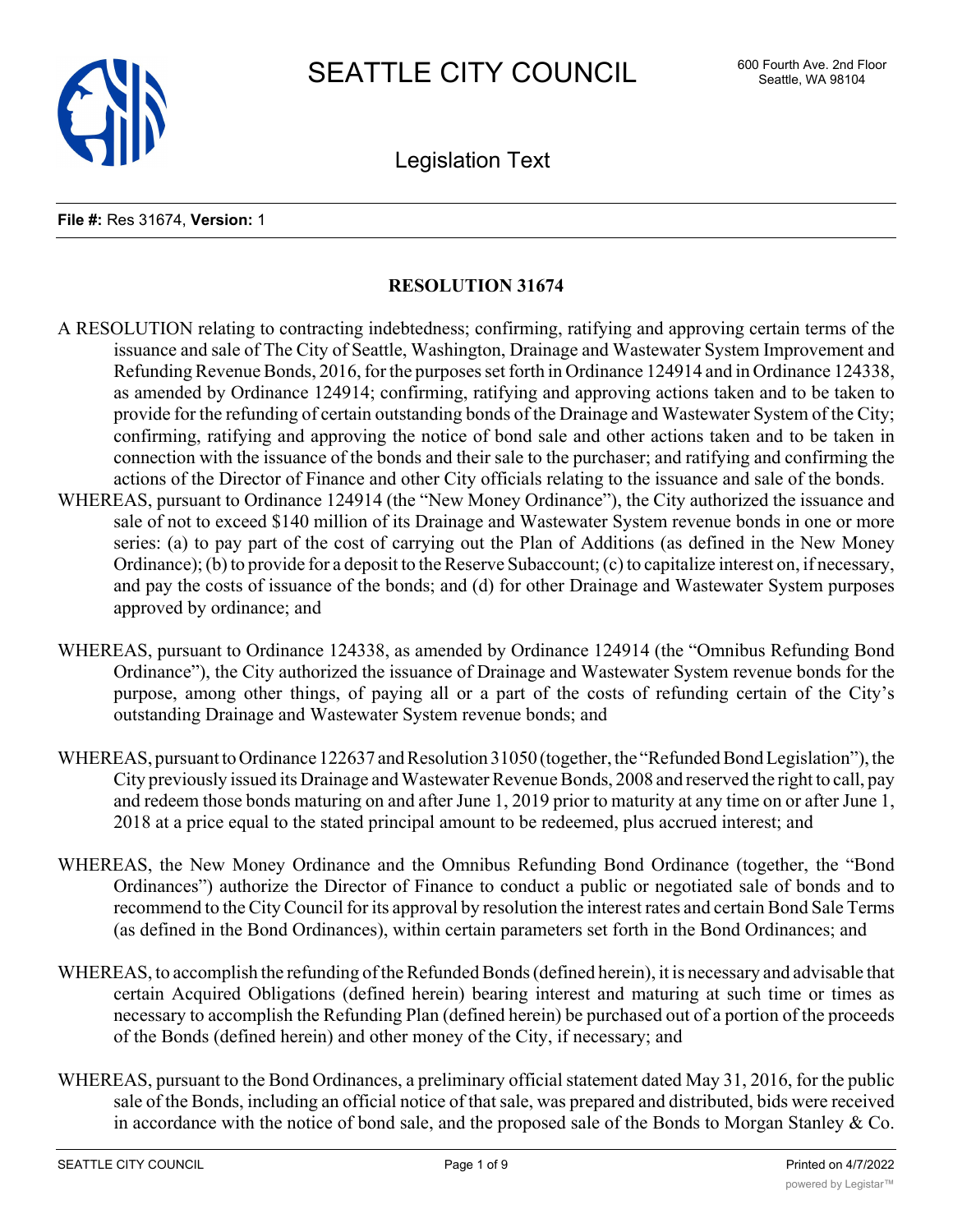Legislation Text

**File #:** Res 31674, **Version:** 1

## RESOLUTION 31674

A RESOLUTION relating to contracting indebtedness; confirming, ratifying and approving certain terms of the issuance and sale of The City of Seattle, Washington, Drainage and Wastewater System Improvement and Refunding Revenue Bonds, 2016, for the purposes set forth in Ordinance 124914 and in Ordinance 124338, as amended by Ordinance 124914; confirming, ratifying and approving actions taken and to be taken to provide for the refunding of certain outstanding bonds of the Drainage and Wastewater System of the City; confirming, ratifying and approving the notice of bond sale and other actions taken and to be taken in connection with the issuance of the bonds and their sale to the purchaser; and ratifying and confirming the actions of the Director of Finance and other City officials relating to the issuance and sale of the bonds.

WHEREAS, pursuant to Ordinance 124914 (the "New Money Ordinance"), the City authorized the issuance and sale of not to exceed $140 million of its Drainage and Wastewater System revenue bonds in one or more series: (a) to pay part of the cost of carrying out the Plan of Additions (as defined in the New Money Ordinance); (b) to provide for a deposit to the Reserve Subaccount; (c) to capitalize interest on, if necessary, and pay the costs of issuance of the bonds; and (d) for other Drainage and Wastewater System purposes approved by ordinance; and

WHEREAS, pursuant to Ordinance 124338, as amended by Ordinance 124914 (the "Omnibus Refunding Bond Ordinance"), the City authorized the issuance of Drainage and Wastewater System revenue bonds for the purpose, among other things, of paying all or a part of the costs of refunding certain of the City's outstanding Drainage and Wastewater System revenue bonds; and

WHEREAS, pursuant to Ordinance 122637 and Resolution 31050 (together, the "Refunded Bond Legislation"), the City previously issued its Drainage and Wastewater Revenue Bonds, 2008 and reserved the right to call, pay and redeem those bonds maturing on and after June 1, 2019 prior to maturity at any time on or after June 1, 2018 at a price equal to the stated principal amount to be redeemed, plus accrued interest; and

WHEREAS, the New Money Ordinance and the Omnibus Refunding Bond Ordinance (together, the "Bond Ordinances") authorize the Director of Finance to conduct a public or negotiated sale of bonds and to recommend to the City Council for its approval by resolution the interest rates and certain Bond Sale Terms (as defined in the Bond Ordinances), within certain parameters set forth in the Bond Ordinances; and

WHEREAS, to accomplish the refunding of the Refunded Bonds (defined herein), it is necessary and advisable that certain Acquired Obligations (defined herein) bearing interest and maturing at such time or times as necessary to accomplish the Refunding Plan (defined herein) be purchased out of a portion of the proceeds of the Bonds (defined herein) and other money of the City, if necessary; and

WHEREAS, pursuant to the Bond Ordinances, a preliminary official statement dated May 31, 2016, for the public sale of the Bonds, including an official notice of that sale, was prepared and distributed, bids were received in accordance with the notice of bond sale, and the proposed sale of the Bonds to Morgan Stanley & Co.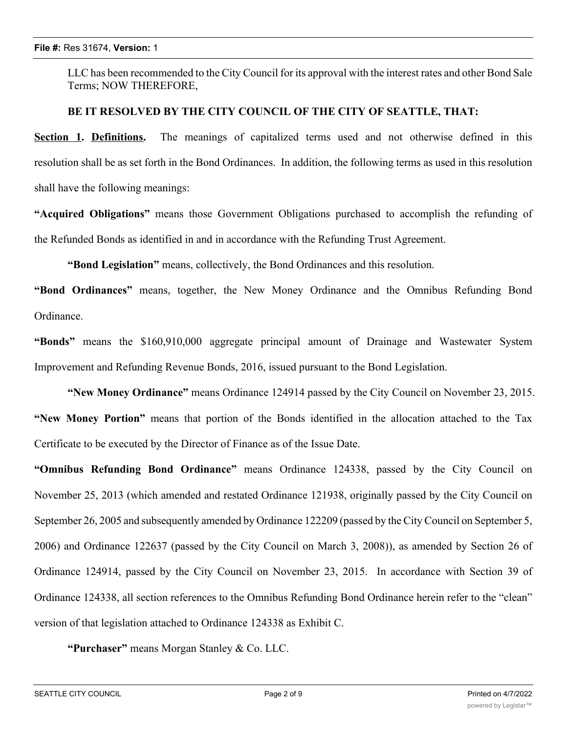LLC has been recommended to the City Council for its approval with the interest rates and other Bond Sale Terms; NOW THEREFORE,

**BE IT RESOLVED BY THE CITY COUNCIL OF THE CITY OF SEATTLE, THAT:**

**Section 1. Definitions.** The meanings of capitalized terms used and not otherwise defined in this resolution shall be as set forth in the Bond Ordinances. In addition, the following terms as used in this resolution shall have the following meanings:

**"Acquired Obligations"** means those Government Obligations purchased to accomplish the refunding of the Refunded Bonds as identified in and in accordance with the Refunding Trust Agreement.

**"Bond Legislation"** means, collectively, the Bond Ordinances and this resolution.

**"Bond Ordinances"** means, together, the New Money Ordinance and the Omnibus Refunding Bond Ordinance.

**"Bonds"** means the $160,910,000 aggregate principal amount of Drainage and Wastewater System Improvement and Refunding Revenue Bonds, 2016, issued pursuant to the Bond Legislation.

**"New Money Ordinance"** means Ordinance 124914 passed by the City Council on November 23, 2015.

**"New Money Portion"** means that portion of the Bonds identified in the allocation attached to the Tax Certificate to be executed by the Director of Finance as of the Issue Date.

**"Omnibus Refunding Bond Ordinance"** means Ordinance 124338, passed by the City Council on November 25, 2013 (which amended and restated Ordinance 121938, originally passed by the City Council on September 26, 2005 and subsequently amended by Ordinance 122209 (passed by the City Council on September 5, 2006) and Ordinance 122637 (passed by the City Council on March 3, 2008)), as amended by Section 26 of Ordinance 124914, passed by the City Council on November 23, 2015. In accordance with Section 39 of Ordinance 124338, all section references to the Omnibus Refunding Bond Ordinance herein refer to the "clean" version of that legislation attached to Ordinance 124338 as Exhibit C.

**"Purchaser"** means Morgan Stanley & Co. LLC.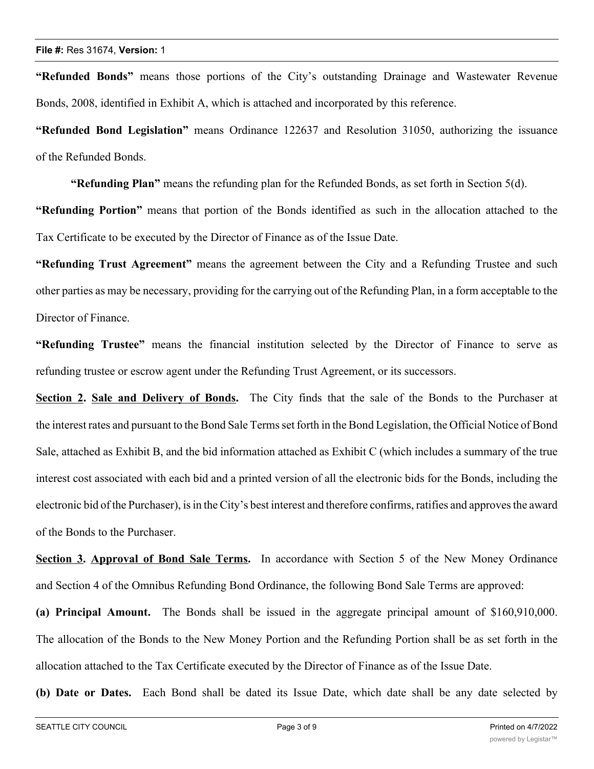**"Refunded Bonds"** means those portions of the City's outstanding Drainage and Wastewater Revenue Bonds, 2008, identified in Exhibit A, which is attached and incorporated by this reference.

**"Refunded Bond Legislation"** means Ordinance 122637 and Resolution 31050, authorizing the issuance of the Refunded Bonds.

**"Refunding Plan"** means the refunding plan for the Refunded Bonds, as set forth in Section 5(d).

**"Refunding Portion"** means that portion of the Bonds identified as such in the allocation attached to the Tax Certificate to be executed by the Director of Finance as of the Issue Date.

**"Refunding Trust Agreement"** means the agreement between the City and a Refunding Trustee and such other parties as may be necessary, providing for the carrying out of the Refunding Plan, in a form acceptable to the Director of Finance.

**"Refunding Trustee"** means the financial institution selected by the Director of Finance to serve as refunding trustee or escrow agent under the Refunding Trust Agreement, or its successors.

**Section 2. Sale and Delivery of Bonds.** The City finds that the sale of the Bonds to the Purchaser at the interest rates and pursuant to the Bond Sale Terms set forth in the Bond Legislation, the Official Notice of Bond Sale, attached as Exhibit B, and the bid information attached as Exhibit C (which includes a summary of the true interest cost associated with each bid and a printed version of all the electronic bids for the Bonds, including the electronic bid of the Purchaser), is in the City's best interest and therefore confirms, ratifies and approves the award of the Bonds to the Purchaser.

**Section 3. Approval of Bond Sale Terms.** In accordance with Section 5 of the New Money Ordinance and Section 4 of the Omnibus Refunding Bond Ordinance, the following Bond Sale Terms are approved:

**(a) Principal Amount.** The Bonds shall be issued in the aggregate principal amount of $160,910,000. The allocation of the Bonds to the New Money Portion and the Refunding Portion shall be as set forth in the allocation attached to the Tax Certificate executed by the Director of Finance as of the Issue Date.

**(b) Date or Dates.** Each Bond shall be dated its Issue Date, which date shall be any date selected by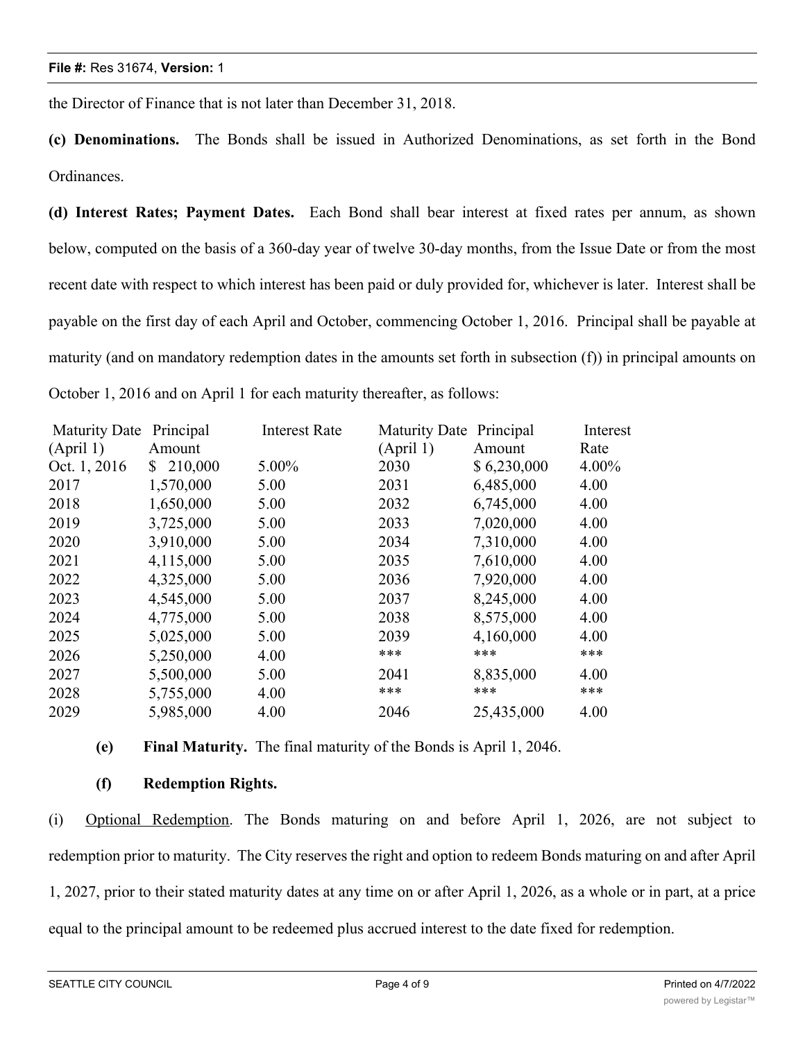the Director of Finance that is not later than December 31, 2018.

**(c) Denominations.** The Bonds shall be issued in Authorized Denominations, as set forth in the Bond Ordinances.

**(d) Interest Rates; Payment Dates.** Each Bond shall bear interest at fixed rates per annum, as shown below, computed on the basis of a 360-day year of twelve 30-day months, from the Issue Date or from the most recent date with respect to which interest has been paid or duly provided for, whichever is later. Interest shall be payable on the first day of each April and October, commencing October 1, 2016. Principal shall be payable at maturity (and on mandatory redemption dates in the amounts set forth in subsection (f)) in principal amounts on October 1, 2016 and on April 1 for each maturity thereafter, as follows:

| Maturity Date (April 1) | Principal Amount | Interest Rate | Maturity Date (April 1) | Principal Amount | Interest Rate |
|---|---|---|---|---|---|
| Oct. 1, 2016 | $ 210,000 | 5.00% | 2030 | $ 6,230,000 | 4.00% |
| 2017 | 1,570,000 | 5.00 | 2031 | 6,485,000 | 4.00 |
| 2018 | 1,650,000 | 5.00 | 2032 | 6,745,000 | 4.00 |
| 2019 | 3,725,000 | 5.00 | 2033 | 7,020,000 | 4.00 |
| 2020 | 3,910,000 | 5.00 | 2034 | 7,310,000 | 4.00 |
| 2021 | 4,115,000 | 5.00 | 2035 | 7,610,000 | 4.00 |
| 2022 | 4,325,000 | 5.00 | 2036 | 7,920,000 | 4.00 |
| 2023 | 4,545,000 | 5.00 | 2037 | 8,245,000 | 4.00 |
| 2024 | 4,775,000 | 5.00 | 2038 | 8,575,000 | 4.00 |
| 2025 | 5,025,000 | 5.00 | 2039 | 4,160,000 | 4.00 |
| 2026 | 5,250,000 | 4.00 | *** | *** | *** |
| 2027 | 5,500,000 | 5.00 | 2041 | 8,835,000 | 4.00 |
| 2028 | 5,755,000 | 4.00 | *** | *** | *** |
| 2029 | 5,985,000 | 4.00 | 2046 | 25,435,000 | 4.00 |

**(e) Final Maturity.** The final maturity of the Bonds is April 1, 2046.

**(f) Redemption Rights.**

(i) Optional Redemption. The Bonds maturing on and before April 1, 2026, are not subject to redemption prior to maturity. The City reserves the right and option to redeem Bonds maturing on and after April 1, 2027, prior to their stated maturity dates at any time on or after April 1, 2026, as a whole or in part, at a price equal to the principal amount to be redeemed plus accrued interest to the date fixed for redemption.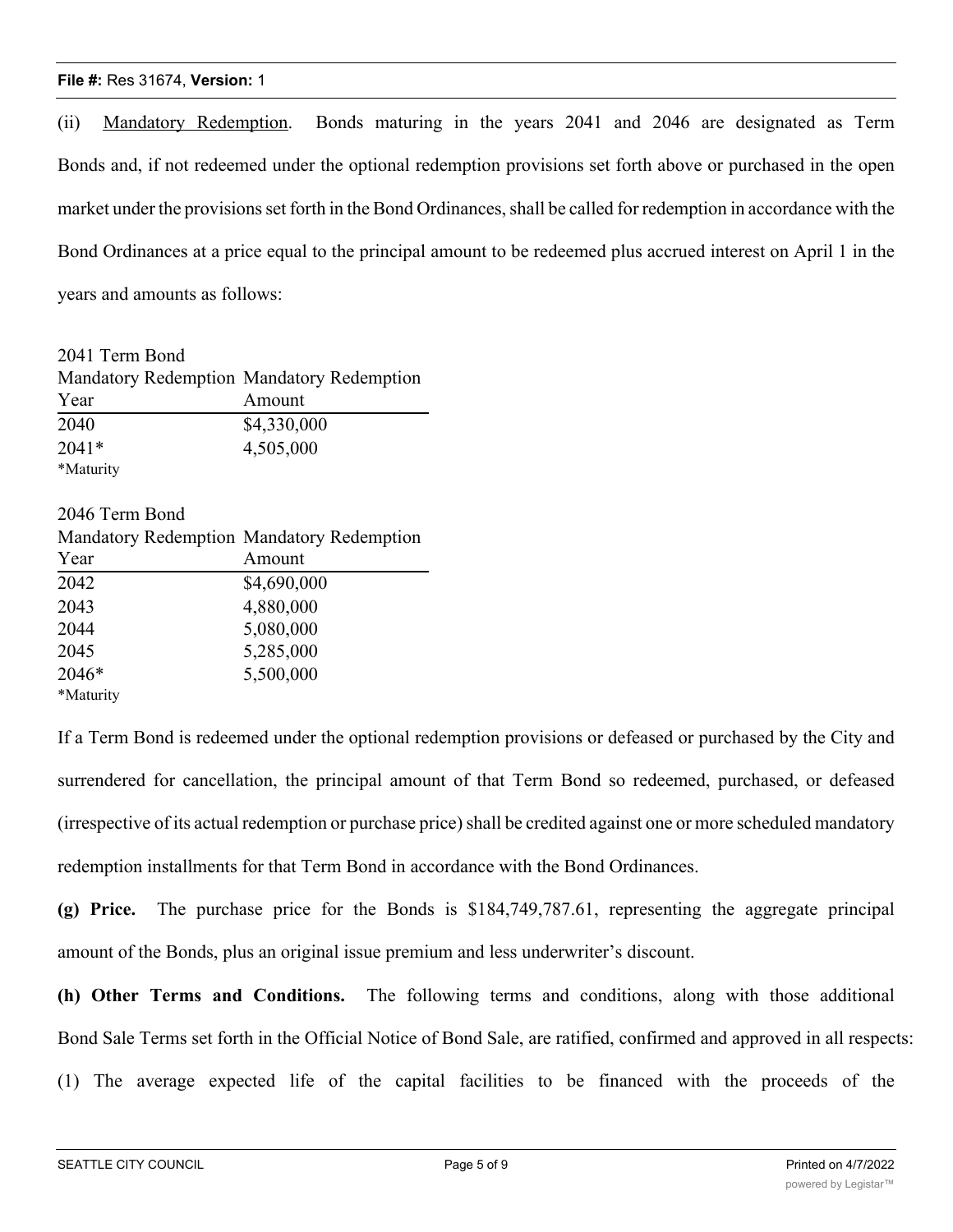(ii) Mandatory Redemption. Bonds maturing in the years 2041 and 2046 are designated as Term Bonds and, if not redeemed under the optional redemption provisions set forth above or purchased in the open market under the provisions set forth in the Bond Ordinances, shall be called for redemption in accordance with the Bond Ordinances at a price equal to the principal amount to be redeemed plus accrued interest on April 1 in the years and amounts as follows:

2041 Term Bond

| Mandatory Redemption Year | Mandatory Redemption Amount |
|---|---|
| 2040 | $4,330,000 |
| 2041* | 4,505,000 |

*Maturity

2046 Term Bond

| Mandatory Redemption Year | Mandatory Redemption Amount |
|---|---|
| 2042 | $4,690,000 |
| 2043 | 4,880,000 |
| 2044 | 5,080,000 |
| 2045 | 5,285,000 |
| 2046* | 5,500,000 |

*Maturity

If a Term Bond is redeemed under the optional redemption provisions or defeased or purchased by the City and surrendered for cancellation, the principal amount of that Term Bond so redeemed, purchased, or defeased (irrespective of its actual redemption or purchase price) shall be credited against one or more scheduled mandatory redemption installments for that Term Bond in accordance with the Bond Ordinances.

**(g) Price.** The purchase price for the Bonds is $184,749,787.61, representing the aggregate principal amount of the Bonds, plus an original issue premium and less underwriter's discount.

**(h) Other Terms and Conditions.** The following terms and conditions, along with those additional Bond Sale Terms set forth in the Official Notice of Bond Sale, are ratified, confirmed and approved in all respects:

(1) The average expected life of the capital facilities to be financed with the proceeds of the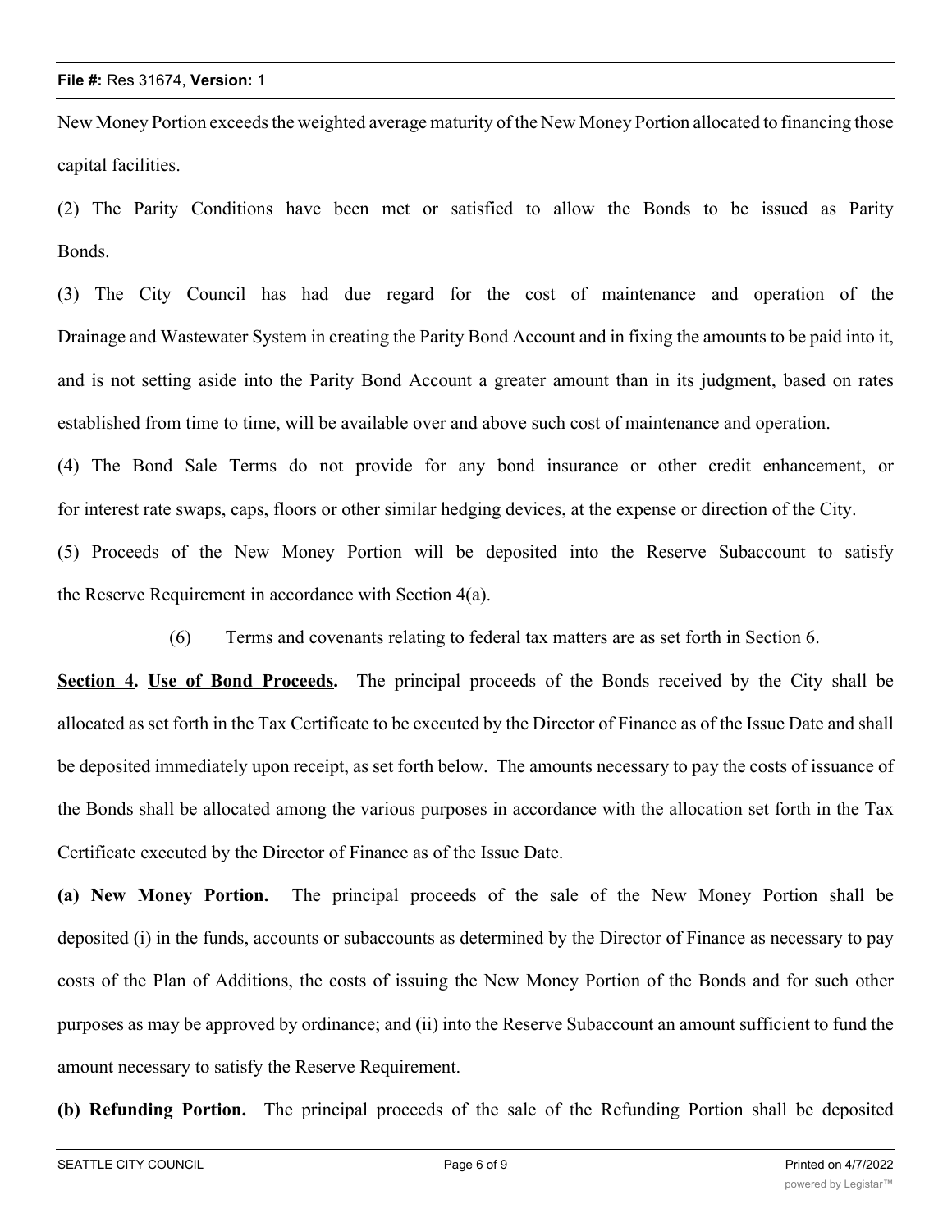New Money Portion exceeds the weighted average maturity of the New Money Portion allocated to financing those capital facilities.

(2) The Parity Conditions have been met or satisfied to allow the Bonds to be issued as Parity Bonds.

(3) The City Council has had due regard for the cost of maintenance and operation of the Drainage and Wastewater System in creating the Parity Bond Account and in fixing the amounts to be paid into it, and is not setting aside into the Parity Bond Account a greater amount than in its judgment, based on rates established from time to time, will be available over and above such cost of maintenance and operation.

(4) The Bond Sale Terms do not provide for any bond insurance or other credit enhancement, or for interest rate swaps, caps, floors or other similar hedging devices, at the expense or direction of the City.

(5) Proceeds of the New Money Portion will be deposited into the Reserve Subaccount to satisfy the Reserve Requirement in accordance with Section 4(a).

(6) Terms and covenants relating to federal tax matters are as set forth in Section 6.

**Section 4. Use of Bond Proceeds.** The principal proceeds of the Bonds received by the City shall be allocated as set forth in the Tax Certificate to be executed by the Director of Finance as of the Issue Date and shall be deposited immediately upon receipt, as set forth below. The amounts necessary to pay the costs of issuance of the Bonds shall be allocated among the various purposes in accordance with the allocation set forth in the Tax Certificate executed by the Director of Finance as of the Issue Date.

**(a) New Money Portion.** The principal proceeds of the sale of the New Money Portion shall be deposited (i) in the funds, accounts or subaccounts as determined by the Director of Finance as necessary to pay costs of the Plan of Additions, the costs of issuing the New Money Portion of the Bonds and for such other purposes as may be approved by ordinance; and (ii) into the Reserve Subaccount an amount sufficient to fund the amount necessary to satisfy the Reserve Requirement.

**(b) Refunding Portion.** The principal proceeds of the sale of the Refunding Portion shall be deposited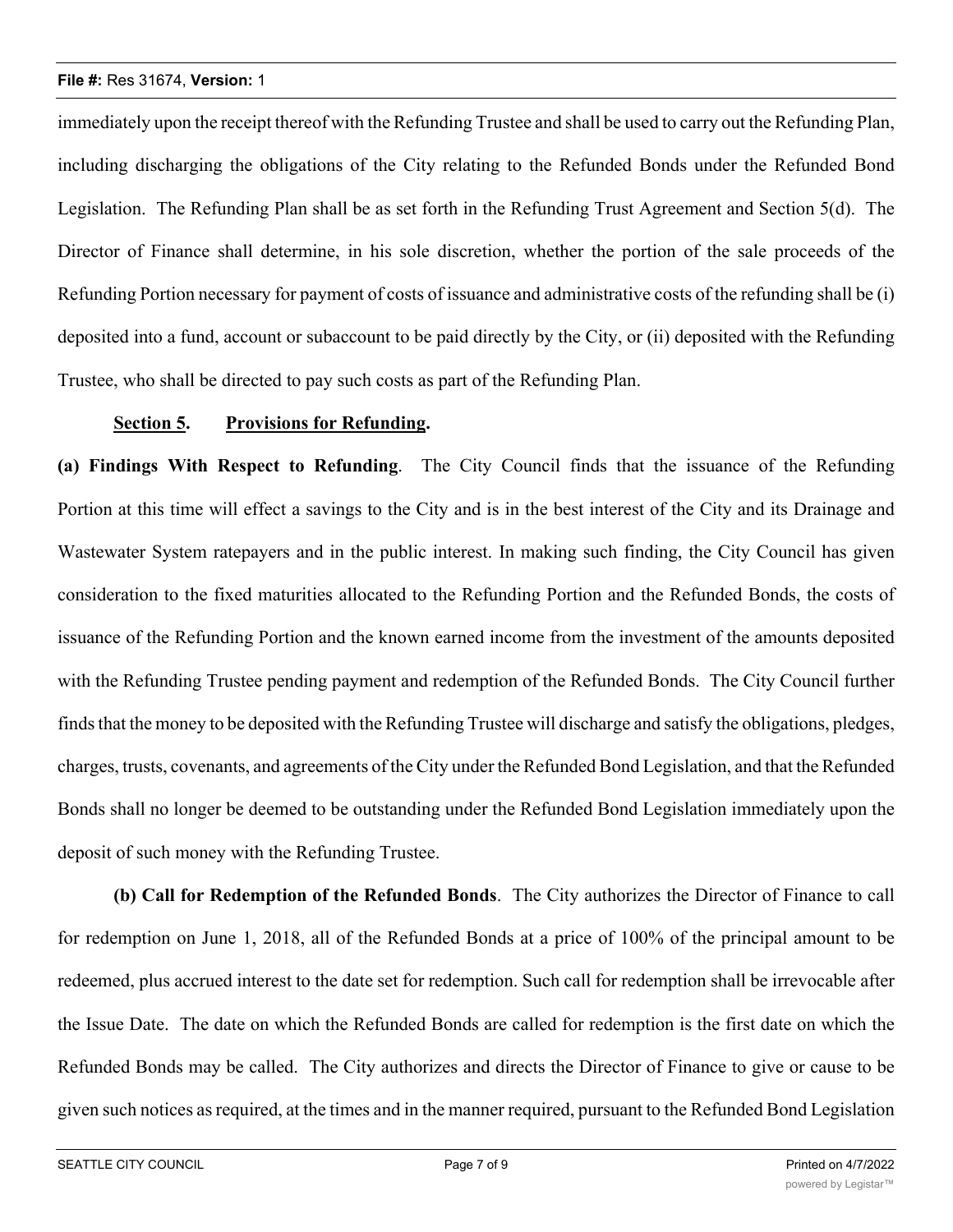immediately upon the receipt thereof with the Refunding Trustee and shall be used to carry out the Refunding Plan, including discharging the obligations of the City relating to the Refunded Bonds under the Refunded Bond Legislation. The Refunding Plan shall be as set forth in the Refunding Trust Agreement and Section 5(d). The Director of Finance shall determine, in his sole discretion, whether the portion of the sale proceeds of the Refunding Portion necessary for payment of costs of issuance and administrative costs of the refunding shall be (i) deposited into a fund, account or subaccount to be paid directly by the City, or (ii) deposited with the Refunding Trustee, who shall be directed to pay such costs as part of the Refunding Plan.

**Section 5. Provisions for Refunding.**

**(a) Findings With Respect to Refunding**. The City Council finds that the issuance of the Refunding Portion at this time will effect a savings to the City and is in the best interest of the City and its Drainage and Wastewater System ratepayers and in the public interest. In making such finding, the City Council has given consideration to the fixed maturities allocated to the Refunding Portion and the Refunded Bonds, the costs of issuance of the Refunding Portion and the known earned income from the investment of the amounts deposited with the Refunding Trustee pending payment and redemption of the Refunded Bonds. The City Council further finds that the money to be deposited with the Refunding Trustee will discharge and satisfy the obligations, pledges, charges, trusts, covenants, and agreements of the City under the Refunded Bond Legislation, and that the Refunded Bonds shall no longer be deemed to be outstanding under the Refunded Bond Legislation immediately upon the deposit of such money with the Refunding Trustee.

**(b) Call for Redemption of the Refunded Bonds**. The City authorizes the Director of Finance to call for redemption on June 1, 2018, all of the Refunded Bonds at a price of 100% of the principal amount to be redeemed, plus accrued interest to the date set for redemption. Such call for redemption shall be irrevocable after the Issue Date. The date on which the Refunded Bonds are called for redemption is the first date on which the Refunded Bonds may be called. The City authorizes and directs the Director of Finance to give or cause to be given such notices as required, at the times and in the manner required, pursuant to the Refunded Bond Legislation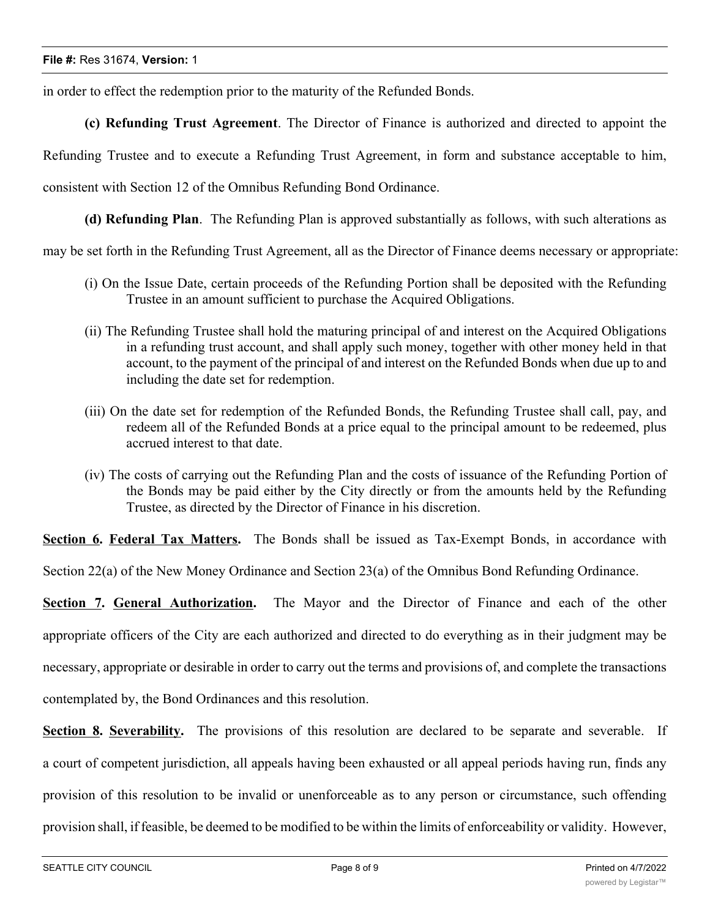in order to effect the redemption prior to the maturity of the Refunded Bonds.

**(c) Refunding Trust Agreement**. The Director of Finance is authorized and directed to appoint the Refunding Trustee and to execute a Refunding Trust Agreement, in form and substance acceptable to him, consistent with Section 12 of the Omnibus Refunding Bond Ordinance.

**(d) Refunding Plan**. The Refunding Plan is approved substantially as follows, with such alterations as may be set forth in the Refunding Trust Agreement, all as the Director of Finance deems necessary or appropriate:

(i) On the Issue Date, certain proceeds of the Refunding Portion shall be deposited with the Refunding Trustee in an amount sufficient to purchase the Acquired Obligations.

(ii) The Refunding Trustee shall hold the maturing principal of and interest on the Acquired Obligations in a refunding trust account, and shall apply such money, together with other money held in that account, to the payment of the principal of and interest on the Refunded Bonds when due up to and including the date set for redemption.

(iii) On the date set for redemption of the Refunded Bonds, the Refunding Trustee shall call, pay, and redeem all of the Refunded Bonds at a price equal to the principal amount to be redeemed, plus accrued interest to that date.

(iv) The costs of carrying out the Refunding Plan and the costs of issuance of the Refunding Portion of the Bonds may be paid either by the City directly or from the amounts held by the Refunding Trustee, as directed by the Director of Finance in his discretion.

**Section 6. Federal Tax Matters.** The Bonds shall be issued as Tax-Exempt Bonds, in accordance with Section 22(a) of the New Money Ordinance and Section 23(a) of the Omnibus Bond Refunding Ordinance.

**Section 7. General Authorization.** The Mayor and the Director of Finance and each of the other appropriate officers of the City are each authorized and directed to do everything as in their judgment may be necessary, appropriate or desirable in order to carry out the terms and provisions of, and complete the transactions contemplated by, the Bond Ordinances and this resolution.

**Section 8. Severability.** The provisions of this resolution are declared to be separate and severable. If a court of competent jurisdiction, all appeals having been exhausted or all appeal periods having run, finds any provision of this resolution to be invalid or unenforceable as to any person or circumstance, such offending provision shall, if feasible, be deemed to be modified to be within the limits of enforceability or validity. However,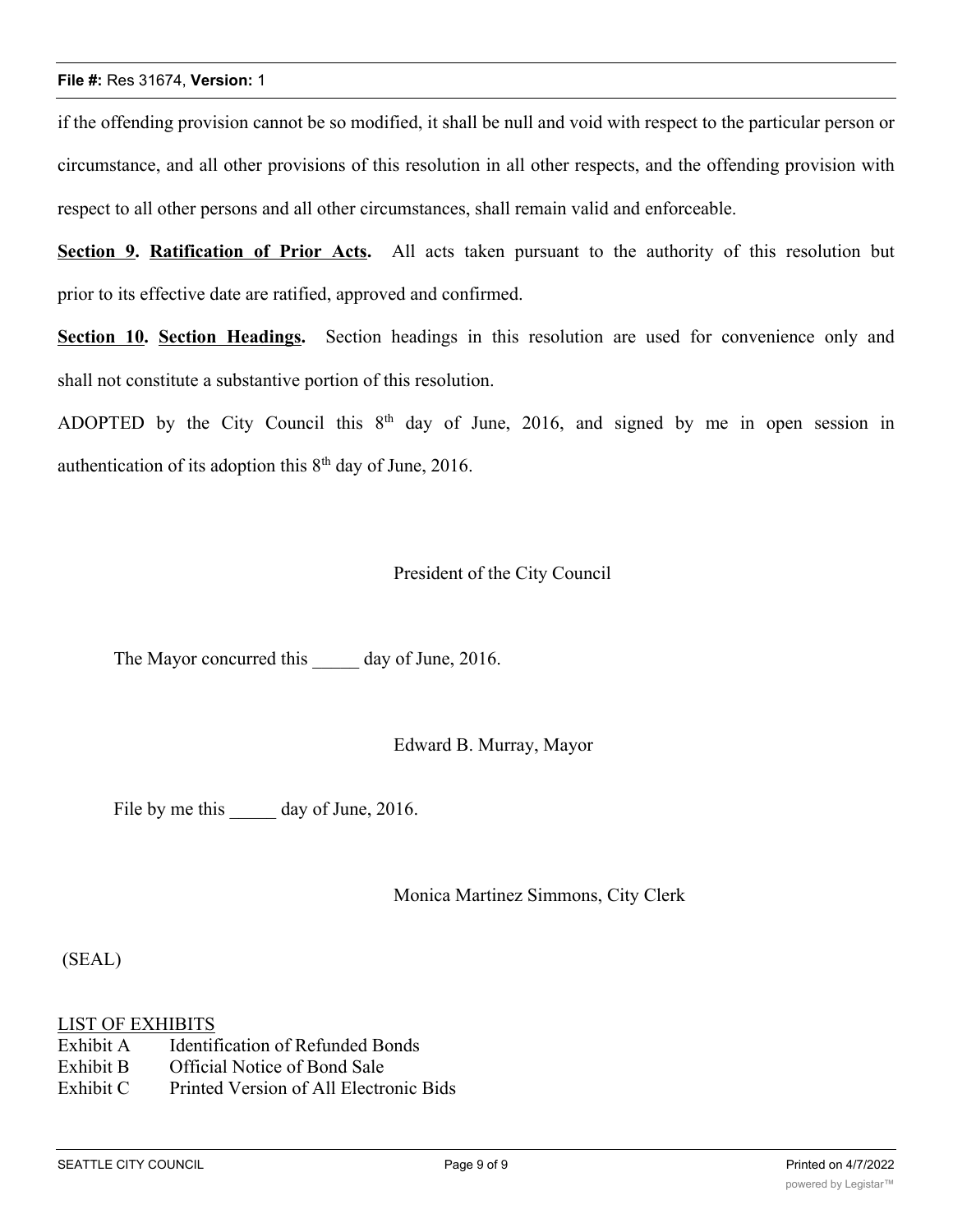if the offending provision cannot be so modified, it shall be null and void with respect to the particular person or circumstance, and all other provisions of this resolution in all other respects, and the offending provision with respect to all other persons and all other circumstances, shall remain valid and enforceable.

**Section 9. Ratification of Prior Acts.** All acts taken pursuant to the authority of this resolution but prior to its effective date are ratified, approved and confirmed.

**Section 10. Section Headings.** Section headings in this resolution are used for convenience only and shall not constitute a substantive portion of this resolution.

ADOPTED by the City Council this 8th day of June, 2016, and signed by me in open session in authentication of its adoption this 8th day of June, 2016.

President of the City Council

The Mayor concurred this _____ day of June, 2016.

Edward B. Murray, Mayor

File by me this _____ day of June, 2016.

Monica Martinez Simmons, City Clerk

(SEAL)

LIST OF EXHIBITS

Exhibit A Identification of Refunded Bonds

Exhibit B Official Notice of Bond Sale

Exhibit C Printed Version of All Electronic Bids